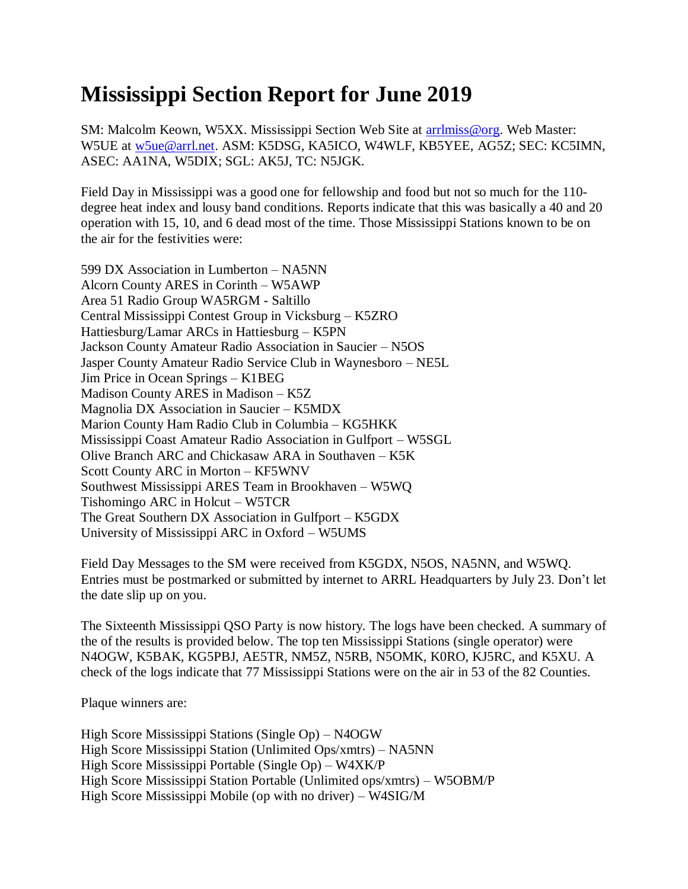# Mississippi Section Report for June 2019

SM: Malcolm Keown, W5XX. Mississippi Section Web Site at arrlmiss@org. Web Master: W5UE at w5ue@arrl.net. ASM: K5DSG, KA5ICO, W4WLF, KB5YEE, AG5Z; SEC: KC5IMN, ASEC: AA1NA, W5DIX; SGL: AK5J, TC: N5JGK.

Field Day in Mississippi was a good one for fellowship and food but not so much for the 110-degree heat index and lousy band conditions. Reports indicate that this was basically a 40 and 20 operation with 15, 10, and 6 dead most of the time. Those Mississippi Stations known to be on the air for the festivities were:

599 DX Association in Lumberton – NA5NN
Alcorn County ARES in Corinth – W5AWP
Area 51 Radio Group WA5RGM - Saltillo
Central Mississippi Contest Group in Vicksburg – K5ZRO
Hattiesburg/Lamar ARCs in Hattiesburg – K5PN
Jackson County Amateur Radio Association in Saucier – N5OS
Jasper County Amateur Radio Service Club in Waynesboro – NE5L
Jim Price in Ocean Springs – K1BEG
Madison County ARES in Madison – K5Z
Magnolia DX Association in Saucier – K5MDX
Marion County Ham Radio Club in Columbia – KG5HKK
Mississippi Coast Amateur Radio Association in Gulfport – W5SGL
Olive Branch ARC and Chickasaw ARA in Southaven – K5K
Scott County ARC in Morton – KF5WNV
Southwest Mississippi ARES Team in Brookhaven – W5WQ
Tishomingo ARC in Holcut – W5TCR
The Great Southern DX Association in Gulfport – K5GDX
University of Mississippi ARC in Oxford – W5UMS

Field Day Messages to the SM were received from K5GDX, N5OS, NA5NN, and W5WQ. Entries must be postmarked or submitted by internet to ARRL Headquarters by July 23. Don't let the date slip up on you.

The Sixteenth Mississippi QSO Party is now history. The logs have been checked. A summary of the of the results is provided below. The top ten Mississippi Stations (single operator) were N4OGW, K5BAK, KG5PBJ, AE5TR, NM5Z, N5RB, N5OMK, K0RO, KJ5RC, and K5XU. A check of the logs indicate that 77 Mississippi Stations were on the air in 53 of the 82 Counties.

Plaque winners are:

High Score Mississippi Stations (Single Op) – N4OGW
High Score Mississippi Station (Unlimited Ops/xmtrs) – NA5NN
High Score Mississippi Portable (Single Op) – W4XK/P
High Score Mississippi Station Portable (Unlimited ops/xmtrs) – W5OBM/P
High Score Mississippi Mobile (op with no driver) – W4SIG/M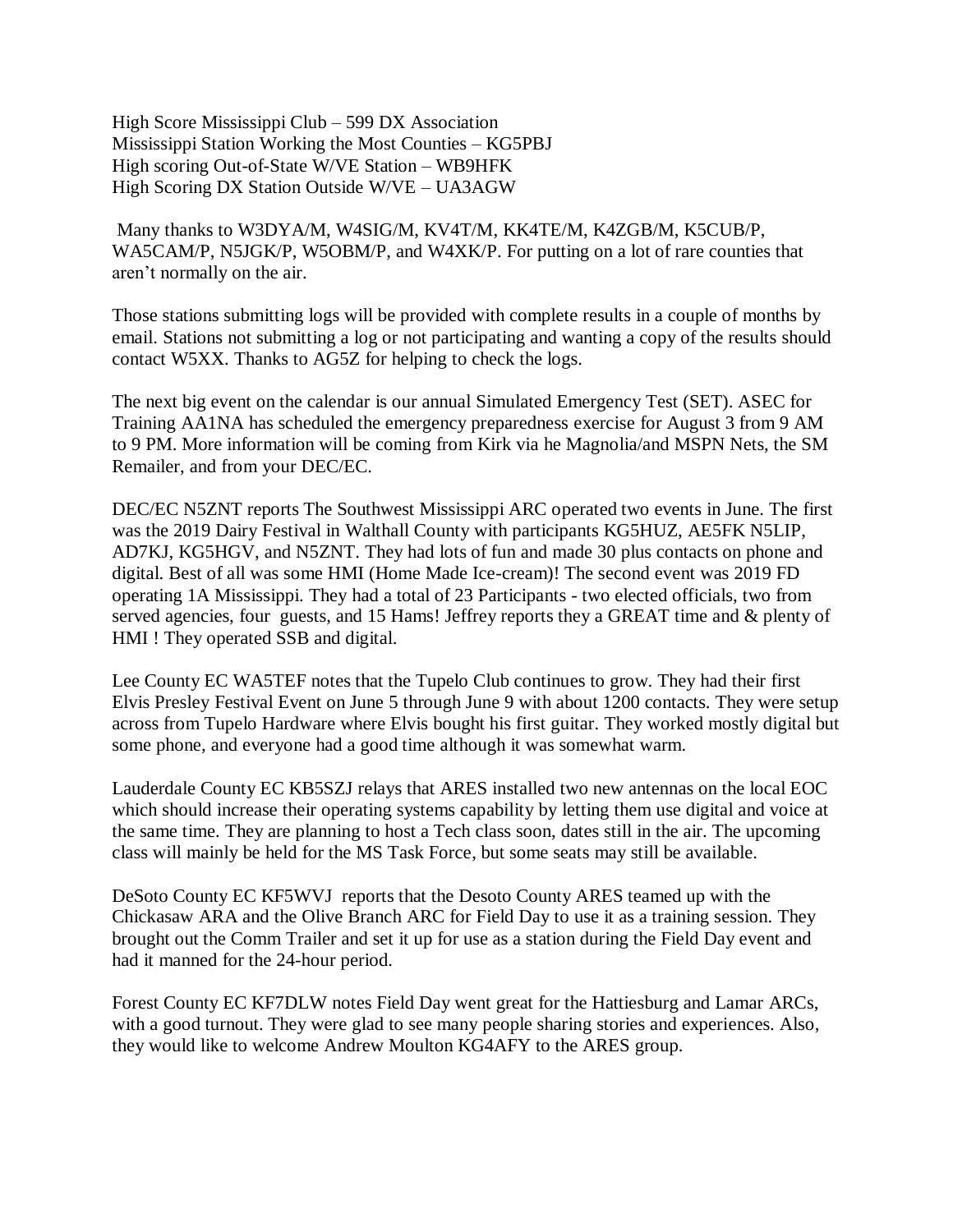High Score Mississippi Club – 599 DX Association
Mississippi Station Working the Most Counties – KG5PBJ
High scoring Out-of-State W/VE Station – WB9HFK
High Scoring DX Station Outside W/VE – UA3AGW

Many thanks to W3DYA/M, W4SIG/M, KV4T/M, KK4TE/M, K4ZGB/M, K5CUB/P, WA5CAM/P, N5JGK/P, W5OBM/P, and W4XK/P. For putting on a lot of rare counties that aren't normally on the air.

Those stations submitting logs will be provided with complete results in a couple of months by email. Stations not submitting a log or not participating and wanting a copy of the results should contact W5XX. Thanks to AG5Z for helping to check the logs.

The next big event on the calendar is our annual Simulated Emergency Test (SET). ASEC for Training AA1NA has scheduled the emergency preparedness exercise for August 3 from 9 AM to 9 PM. More information will be coming from Kirk via he Magnolia/and MSPN Nets, the SM Remailer, and from your DEC/EC.

DEC/EC N5ZNT reports The Southwest Mississippi ARC operated two events in June. The first was the 2019 Dairy Festival in Walthall County with participants KG5HUZ, AE5FK N5LIP, AD7KJ, KG5HGV, and N5ZNT. They had lots of fun and made 30 plus contacts on phone and digital. Best of all was some HMI (Home Made Ice-cream)! The second event was 2019 FD operating 1A Mississippi. They had a total of 23 Participants - two elected officials, two from served agencies, four guests, and 15 Hams! Jeffrey reports they a GREAT time and & plenty of HMI ! They operated SSB and digital.

Lee County EC WA5TEF notes that the Tupelo Club continues to grow. They had their first Elvis Presley Festival Event on June 5 through June 9 with about 1200 contacts. They were setup across from Tupelo Hardware where Elvis bought his first guitar. They worked mostly digital but some phone, and everyone had a good time although it was somewhat warm.

Lauderdale County EC KB5SZJ relays that ARES installed two new antennas on the local EOC which should increase their operating systems capability by letting them use digital and voice at the same time. They are planning to host a Tech class soon, dates still in the air. The upcoming class will mainly be held for the MS Task Force, but some seats may still be available.

DeSoto County EC KF5WVJ reports that the Desoto County ARES teamed up with the Chickasaw ARA and the Olive Branch ARC for Field Day to use it as a training session. They brought out the Comm Trailer and set it up for use as a station during the Field Day event and had it manned for the 24-hour period.

Forest County EC KF7DLW notes Field Day went great for the Hattiesburg and Lamar ARCs, with a good turnout. They were glad to see many people sharing stories and experiences. Also, they would like to welcome Andrew Moulton KG4AFY to the ARES group.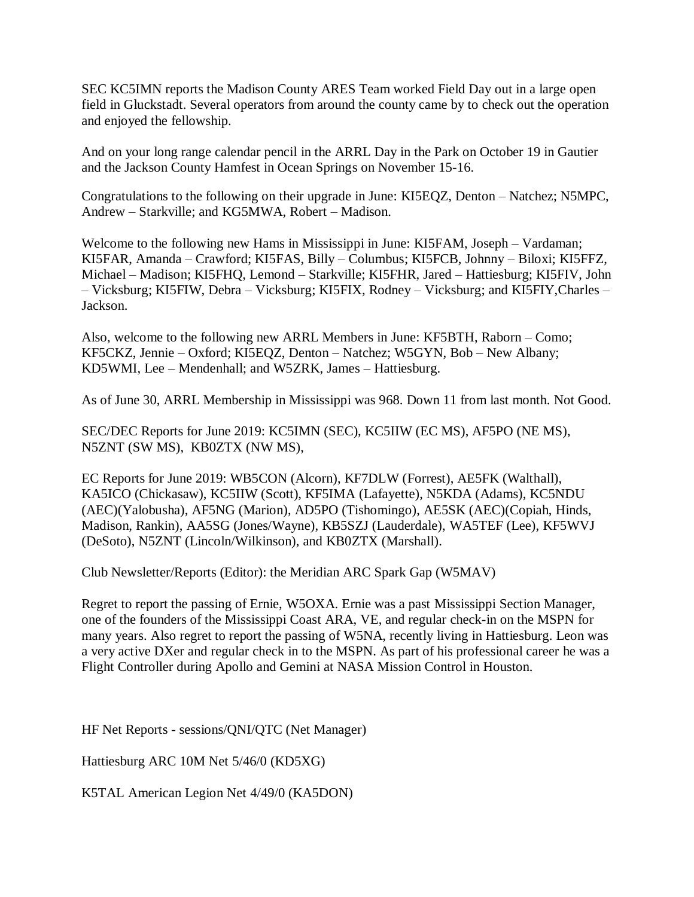SEC KC5IMN reports the Madison County ARES Team worked Field Day out in a large open field in Gluckstadt. Several operators from around the county came by to check out the operation and enjoyed the fellowship.

And on your long range calendar pencil in the ARRL Day in the Park on October 19 in Gautier and the Jackson County Hamfest in Ocean Springs on November 15-16.

Congratulations to the following on their upgrade in June: KI5EQZ, Denton – Natchez; N5MPC, Andrew – Starkville; and KG5MWA, Robert – Madison.

Welcome to the following new Hams in Mississippi in June: KI5FAM, Joseph – Vardaman; KI5FAR, Amanda – Crawford; KI5FAS, Billy – Columbus; KI5FCB, Johnny – Biloxi; KI5FFZ, Michael – Madison; KI5FHQ, Lemond – Starkville; KI5FHR, Jared – Hattiesburg; KI5FIV, John – Vicksburg; KI5FIW, Debra – Vicksburg; KI5FIX, Rodney – Vicksburg; and KI5FIY,Charles – Jackson.

Also, welcome to the following new ARRL Members in June: KF5BTH, Raborn – Como; KF5CKZ, Jennie – Oxford; KI5EQZ, Denton – Natchez; W5GYN, Bob – New Albany; KD5WMI, Lee – Mendenhall; and W5ZRK, James – Hattiesburg.

As of June 30, ARRL Membership in Mississippi was 968. Down 11 from last month. Not Good.

SEC/DEC Reports for June 2019: KC5IMN (SEC), KC5IIW (EC MS), AF5PO (NE MS), N5ZNT (SW MS), KB0ZTX (NW MS),

EC Reports for June 2019: WB5CON (Alcorn), KF7DLW (Forrest), AE5FK (Walthall), KA5ICO (Chickasaw), KC5IIW (Scott), KF5IMA (Lafayette), N5KDA (Adams), KC5NDU (AEC)(Yalobusha), AF5NG (Marion), AD5PO (Tishomingo), AE5SK (AEC)(Copiah, Hinds, Madison, Rankin), AA5SG (Jones/Wayne), KB5SZJ (Lauderdale), WA5TEF (Lee), KF5WVJ (DeSoto), N5ZNT (Lincoln/Wilkinson), and KB0ZTX (Marshall).

Club Newsletter/Reports (Editor): the Meridian ARC Spark Gap (W5MAV)

Regret to report the passing of Ernie, W5OXA. Ernie was a past Mississippi Section Manager, one of the founders of the Mississippi Coast ARA, VE, and regular check-in on the MSPN for many years. Also regret to report the passing of W5NA, recently living in Hattiesburg. Leon was a very active DXer and regular check in to the MSPN. As part of his professional career he was a Flight Controller during Apollo and Gemini at NASA Mission Control in Houston.

HF Net Reports - sessions/QNI/QTC (Net Manager)

Hattiesburg ARC 10M Net 5/46/0 (KD5XG)

K5TAL American Legion Net 4/49/0 (KA5DON)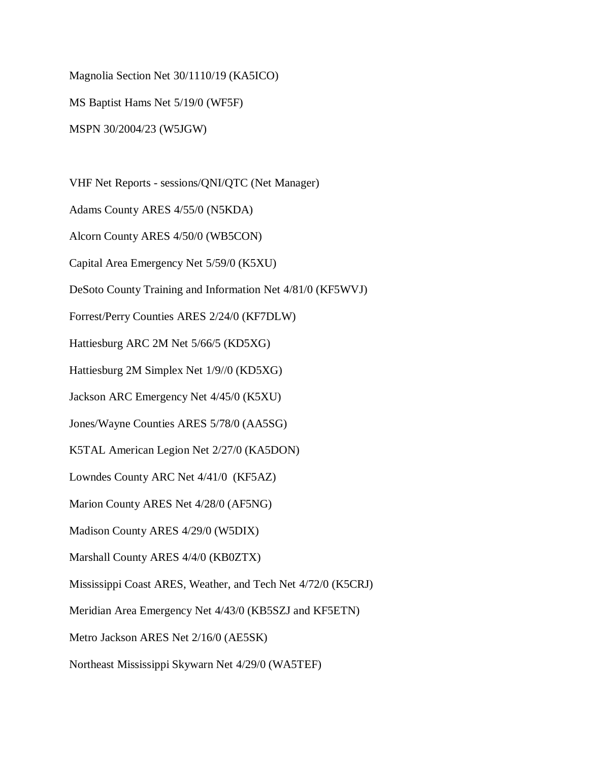Magnolia Section Net 30/1110/19 (KA5ICO)

MS Baptist Hams Net 5/19/0 (WF5F)

MSPN 30/2004/23 (W5JGW)

VHF Net Reports - sessions/QNI/QTC (Net Manager)

Adams County ARES 4/55/0 (N5KDA)

Alcorn County ARES 4/50/0 (WB5CON)

Capital Area Emergency Net 5/59/0 (K5XU)

DeSoto County Training and Information Net 4/81/0 (KF5WVJ)

Forrest/Perry Counties ARES 2/24/0 (KF7DLW)

Hattiesburg ARC 2M Net 5/66/5 (KD5XG)

Hattiesburg 2M Simplex Net 1/9//0 (KD5XG)

Jackson ARC Emergency Net 4/45/0 (K5XU)

Jones/Wayne Counties ARES 5/78/0 (AA5SG)

K5TAL American Legion Net 2/27/0 (KA5DON)

Lowndes County ARC Net 4/41/0 (KF5AZ)

Marion County ARES Net 4/28/0 (AF5NG)

Madison County ARES 4/29/0 (W5DIX)

Marshall County ARES 4/4/0 (KB0ZTX)

Mississippi Coast ARES, Weather, and Tech Net 4/72/0 (K5CRJ)

Meridian Area Emergency Net 4/43/0 (KB5SZJ and KF5ETN)

Metro Jackson ARES Net 2/16/0 (AE5SK)

Northeast Mississippi Skywarn Net 4/29/0 (WA5TEF)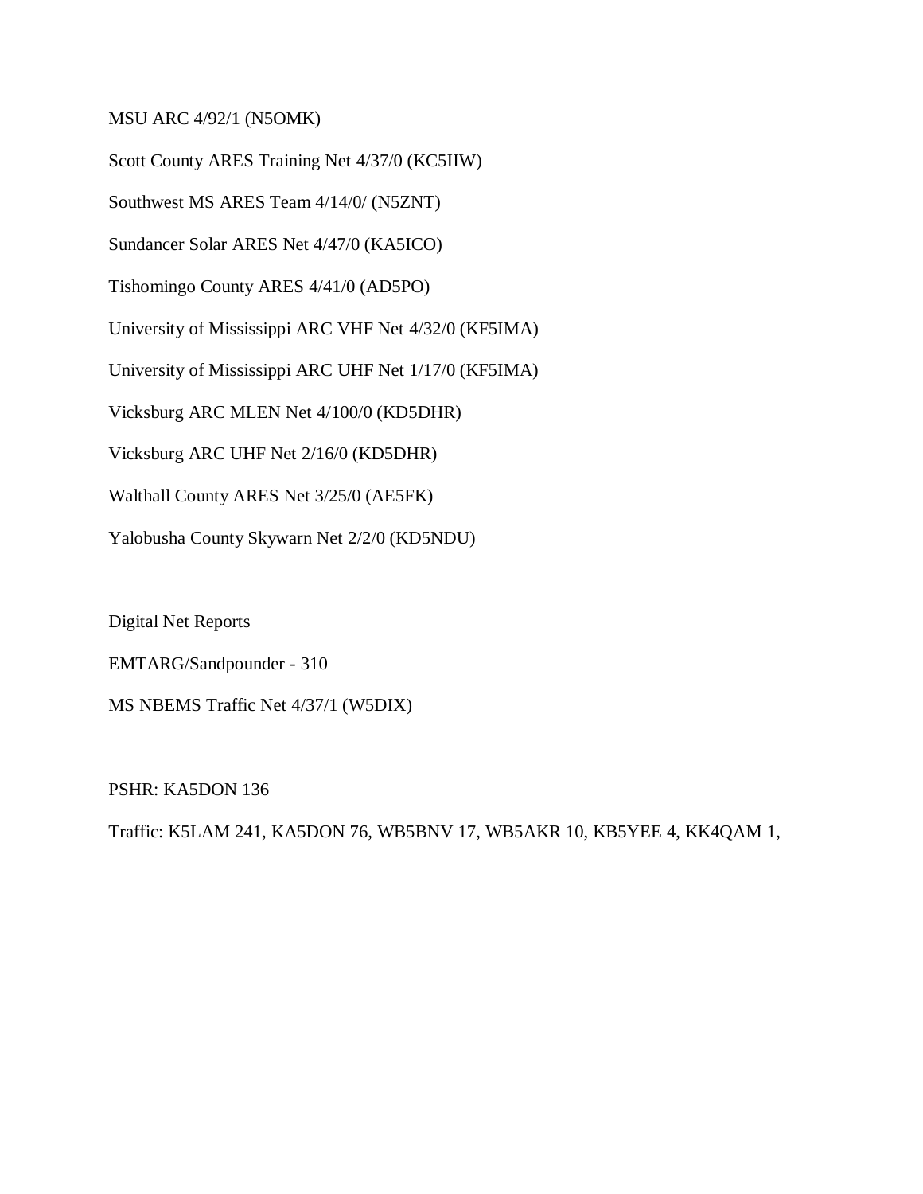MSU ARC 4/92/1 (N5OMK)

Scott County ARES Training Net 4/37/0 (KC5IIW)

Southwest MS ARES Team 4/14/0/ (N5ZNT)

Sundancer Solar ARES Net 4/47/0 (KA5ICO)

Tishomingo County ARES 4/41/0 (AD5PO)

University of Mississippi ARC VHF Net 4/32/0 (KF5IMA)

University of Mississippi ARC UHF Net 1/17/0 (KF5IMA)

Vicksburg ARC MLEN Net 4/100/0 (KD5DHR)

Vicksburg ARC UHF Net 2/16/0 (KD5DHR)

Walthall County ARES Net 3/25/0 (AE5FK)

Yalobusha County Skywarn Net 2/2/0 (KD5NDU)

Digital Net Reports

EMTARG/Sandpounder - 310

MS NBEMS Traffic Net 4/37/1 (W5DIX)

PSHR: KA5DON 136

Traffic: K5LAM 241, KA5DON 76, WB5BNV 17, WB5AKR 10, KB5YEE 4, KK4QAM 1,